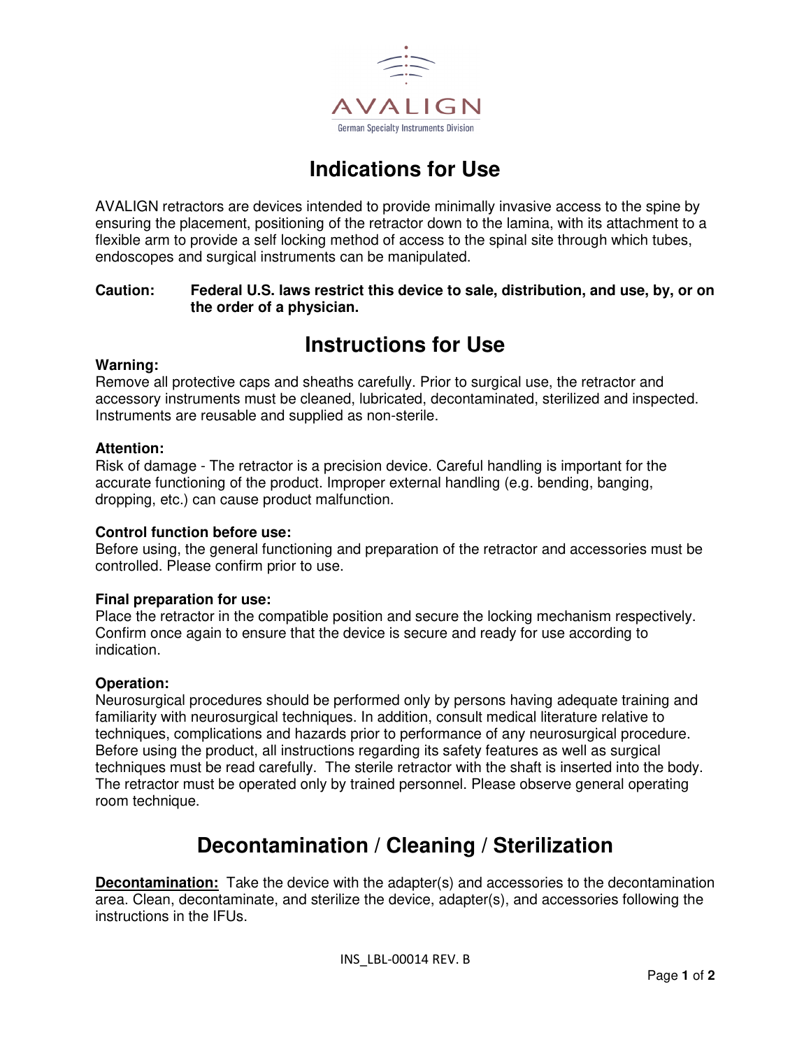AVALIGN

German Specialty Instruments Division

# Indications for Use

AVALIGN retractors are devices intended to provide minimally invasive access to the spine by ensuring the placement, positioning of the retractor down to the lamina, with its attachment to a flexible arm to provide a self locking method of access to the spinal site through which tubes, endoscopes and surgical instruments can be manipulated.

**Caution:** **Federal U.S. laws restrict this device to sale, distribution, and use, by, or on the order of a physician.**

# Instructions for Use

**Warning:**
Remove all protective caps and sheaths carefully. Prior to surgical use, the retractor and accessory instruments must be cleaned, lubricated, decontaminated, sterilized and inspected. Instruments are reusable and supplied as non-sterile.

**Attention:**
Risk of damage - The retractor is a precision device. Careful handling is important for the accurate functioning of the product. Improper external handling (e.g. bending, banging, dropping, etc.) can cause product malfunction.

**Control function before use:**
Before using, the general functioning and preparation of the retractor and accessories must be controlled. Please confirm prior to use.

**Final preparation for use:**
Place the retractor in the compatible position and secure the locking mechanism respectively. Confirm once again to ensure that the device is secure and ready for use according to indication.

**Operation:**
Neurosurgical procedures should be performed only by persons having adequate training and familiarity with neurosurgical techniques. In addition, consult medical literature relative to techniques, complications and hazards prior to performance of any neurosurgical procedure. Before using the product, all instructions regarding its safety features as well as surgical techniques must be read carefully. The sterile retractor with the shaft is inserted into the body. The retractor must be operated only by trained personnel. Please observe general operating room technique.

# Decontamination / Cleaning / Sterilization

**Decontamination:** Take the device with the adapter(s) and accessories to the decontamination area. Clean, decontaminate, and sterilize the device, adapter(s), and accessories following the instructions in the IFUs.

INS_LBL-00014 REV. B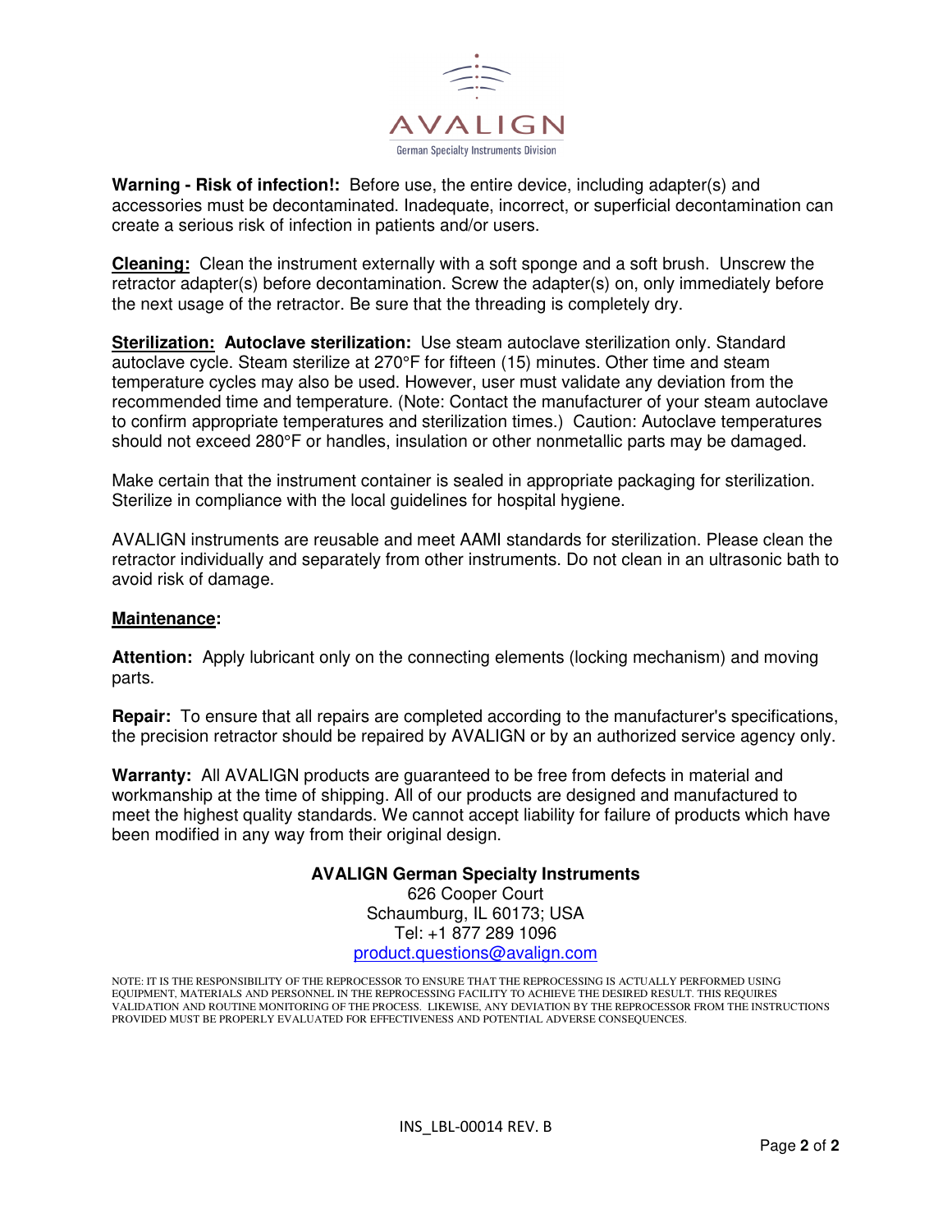AVALIGN

German Specialty Instruments Division

**Warning - Risk of infection!:** Before use, the entire device, including adapter(s) and accessories must be decontaminated. Inadequate, incorrect, or superficial decontamination can create a serious risk of infection in patients and/or users.

**Cleaning:** Clean the instrument externally with a soft sponge and a soft brush. Unscrew the retractor adapter(s) before decontamination. Screw the adapter(s) on, only immediately before the next usage of the retractor. Be sure that the threading is completely dry.

**Sterilization:** **Autoclave sterilization:** Use steam autoclave sterilization only. Standard autoclave cycle. Steam sterilize at 270°F for fifteen (15) minutes. Other time and steam temperature cycles may also be used. However, user must validate any deviation from the recommended time and temperature. (Note: Contact the manufacturer of your steam autoclave to confirm appropriate temperatures and sterilization times.) Caution: Autoclave temperatures should not exceed 280°F or handles, insulation or other nonmetallic parts may be damaged.

Make certain that the instrument container is sealed in appropriate packaging for sterilization. Sterilize in compliance with the local guidelines for hospital hygiene.

AVALIGN instruments are reusable and meet AAMI standards for sterilization. Please clean the retractor individually and separately from other instruments. Do not clean in an ultrasonic bath to avoid risk of damage.

**Maintenance:**

**Attention:** Apply lubricant only on the connecting elements (locking mechanism) and moving parts.

**Repair:** To ensure that all repairs are completed according to the manufacturer's specifications, the precision retractor should be repaired by AVALIGN or by an authorized service agency only.

**Warranty:** All AVALIGN products are guaranteed to be free from defects in material and workmanship at the time of shipping. All of our products are designed and manufactured to meet the highest quality standards. We cannot accept liability for failure of products which have been modified in any way from their original design.

**AVALIGN German Specialty Instruments**
626 Cooper Court
Schaumburg, IL 60173; USA
Tel: +1 877 289 1096
product.questions@avalign.com

NOTE: IT IS THE RESPONSIBILITY OF THE REPROCESSOR TO ENSURE THAT THE REPROCESSING IS ACTUALLY PERFORMED USING EQUIPMENT, MATERIALS AND PERSONNEL IN THE REPROCESSING FACILITY TO ACHIEVE THE DESIRED RESULT. THIS REQUIRES VALIDATION AND ROUTINE MONITORING OF THE PROCESS. LIKEWISE, ANY DEVIATION BY THE REPROCESSOR FROM THE INSTRUCTIONS PROVIDED MUST BE PROPERLY EVALUATED FOR EFFECTIVENESS AND POTENTIAL ADVERSE CONSEQUENCES.

INS_LBL-00014 REV. B